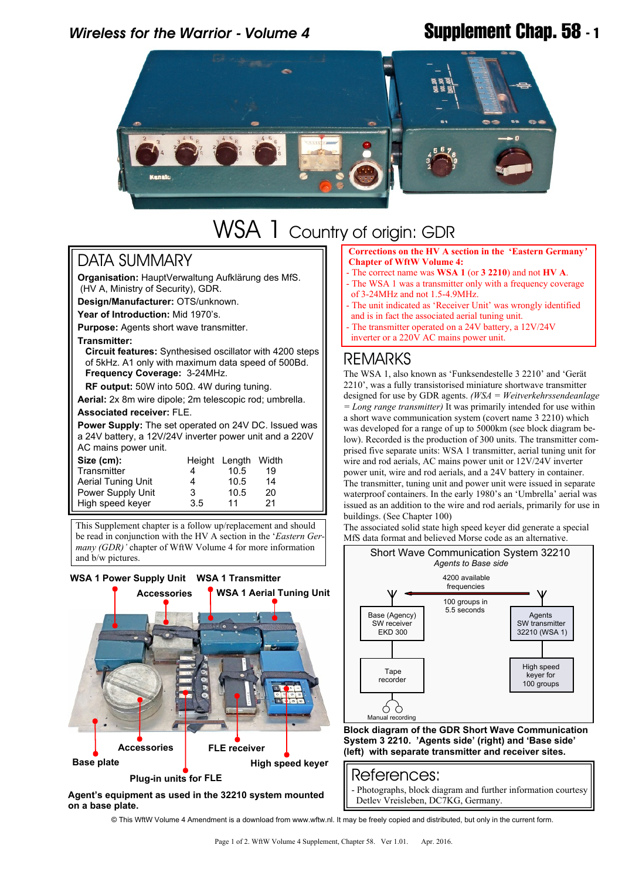# WSA 1 Country of origin: GDR

## DATA SUMMARY

**Organisation:** HauptVerwaltung Aufklärung des MfS. (HV A, Ministry of Security), GDR.
**Design/Manufacturer:** OTS/unknown.
**Year of Introduction:** Mid 1970's.
**Purpose:** Agents short wave transmitter.
**Transmitter:**
**Circuit features:** Synthesised oscillator with 4200 steps of 5kHz. A1 only with maximum data speed of 500Bd.
**Frequency Coverage:** 3-24MHz.
**RF output:** 50W into 50Ω. 4W during tuning.
**Aerial:** 2x 8m wire dipole; 2m telescopic rod; umbrella.
**Associated receiver:** FLE.
**Power Supply:** The set operated on 24V DC. Issued was a 24V battery, a 12V/24V inverter power unit and a 220V AC mains power unit.

| Size (cm): | Height | Length | Width |
|---|---|---|---|
| Transmitter | 4 | 10.5 | 19 |
| Aerial Tuning Unit | 4 | 10.5 | 14 |
| Power Supply Unit | 3 | 10.5 | 20 |
| High speed keyer | 3.5 | 11 | 21 |

This Supplement chapter is a follow up/replacement and should be read in conjunction with the HV A section in the '*Eastern Germany (GDR)'* chapter of WftW Volume 4 for more information and b/w pictures.

WSA 1 Power Supply Unit, WSA 1 Transmitter, Accessories, WSA 1 Aerial Tuning Unit, Accessories, FLE receiver, Base plate, High speed keyer, Plug-in units for FLE

**Agent's equipment as used in the 32210 system mounted on a base plate.**

**Corrections on the HV A section in the 'Eastern Germany' Chapter of WftW Volume 4:**
- The correct name was **WSA 1** (or **3 2210**) and not **HV A**.
- The WSA 1 was a transmitter only with a frequency coverage of 3-24MHz and not 1.5-4.9MHz.
- The unit indicated as 'Receiver Unit' was wrongly identified and is in fact the associated aerial tuning unit.
- The transmitter operated on a 24V battery, a 12V/24V inverter or a 220V AC mains power unit.

## REMARKS

The WSA 1, also known as 'Funksendestelle 3 2210' and 'Gerät 2210', was a fully transistorised miniature shortwave transmitter designed for use by GDR agents. *(WSA = Weitverkehrssendeanlage = Long range transmitter)* It was primarily intended for use within a short wave communication system (covert name 3 2210) which was developed for a range of up to 5000km (see block diagram below). Recorded is the production of 300 units. The transmitter comprised five separate units: WSA 1 transmitter, aerial tuning unit for wire and rod aerials, AC mains power unit or 12V/24V inverter power unit, wire and rod aerials, and a 24V battery in container. The transmitter, tuning unit and power unit were issued in separate waterproof containers. In the early 1980's an 'Umbrella' aerial was issued as an addition to the wire and rod aerials, primarily for use in buildings. (See Chapter 100)
The associated solid state high speed keyer did generate a special MfS data format and believed Morse code as an alternative.

Short Wave Communication System 32210
*Agents to Base side*

4200 available frequencies; 100 groups in 5.5 seconds; Base (Agency) SW receiver EKD 300; Agents SW transmitter 32210 (WSA 1); Tape recorder; High speed keyer for 100 groups; Manual recording

**Block diagram of the GDR Short Wave Communication System 3 2210. 'Agents side' (right) and 'Base side' (left) with separate transmitter and receiver sites.**

## References:

- Photographs, block diagram and further information courtesy Detlev Vreisleben, DC7KG, Germany.

© This WftW Volume 4 Amendment is a download from www.wftw.nl. It may be freely copied and distributed, but only in the current form.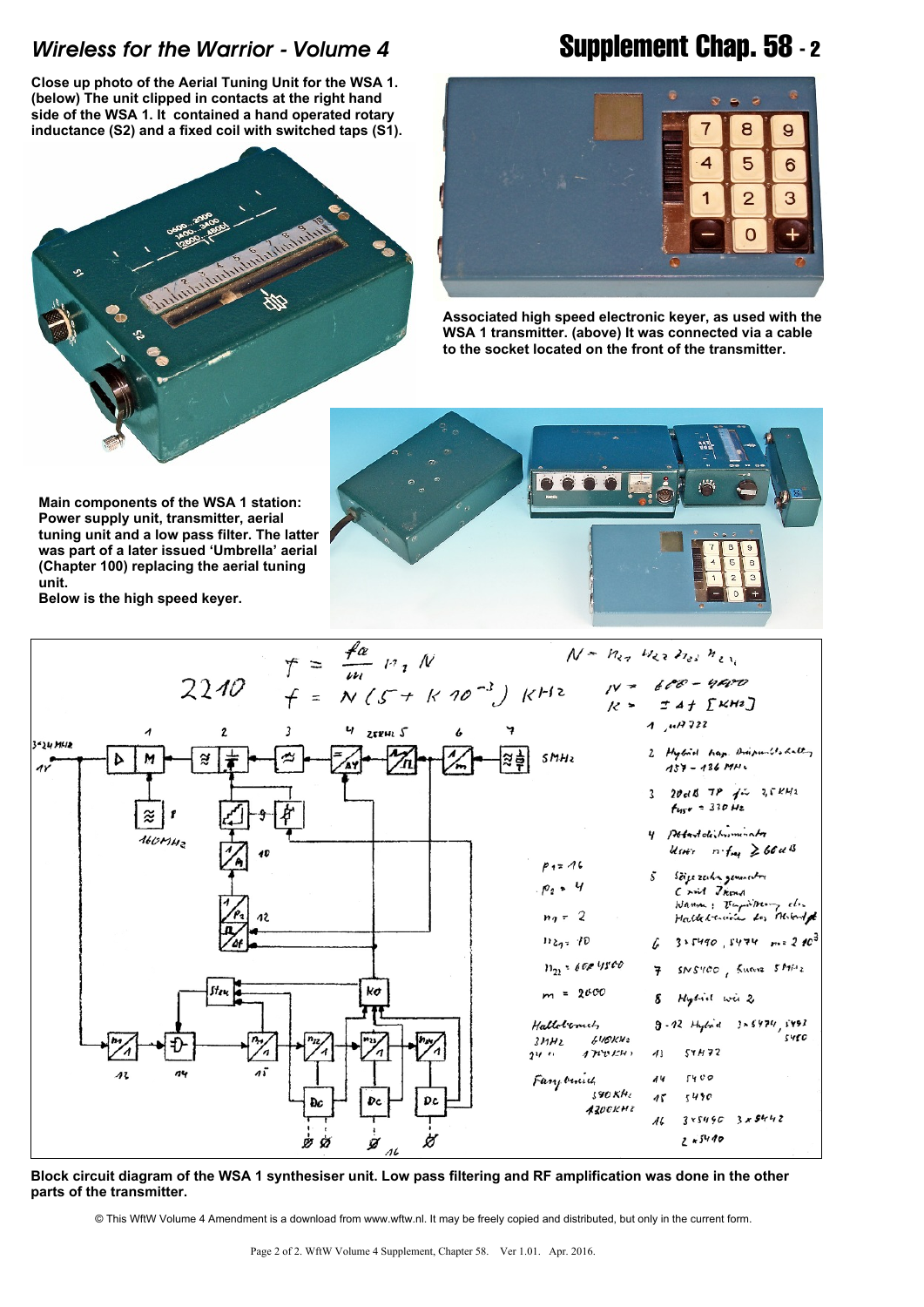# Supplement Chap. 58 - 2

**Close up photo of the Aerial Tuning Unit for the WSA 1. (below) The unit clipped in contacts at the right hand side of the WSA 1. It contained a hand operated rotary inductance (S2) and a fixed coil with switched taps (S1).**

**Associated high speed electronic keyer, as used with the WSA 1 transmitter. (above) It was connected via a cable to the socket located on the front of the transmitter.**

**Main components of the WSA 1 station: Power supply unit, transmitter, aerial tuning unit and a low pass filter. The latter was part of a later issued 'Umbrella' aerial (Chapter 100) replacing the aerial tuning unit.**
**Below is the high speed keyer.**

**Block circuit diagram of the WSA 1 synthesiser unit. Low pass filtering and RF amplification was done in the other parts of the transmitter.**

© This WftW Volume 4 Amendment is a download from www.wftw.nl. It may be freely copied and distributed, but only in the current form.